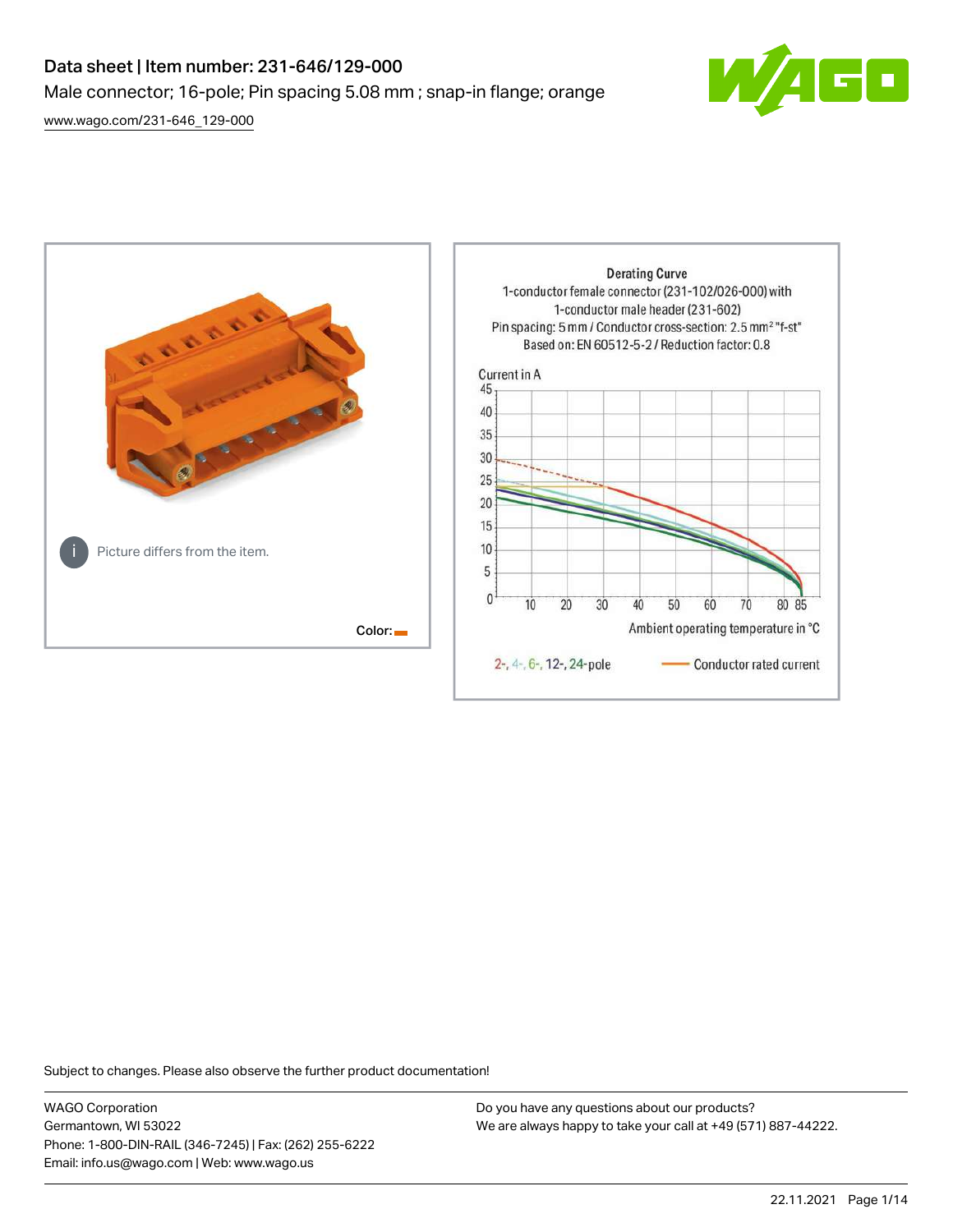# Data sheet | Item number: 231-646/129-000

Male connector; 16-pole; Pin spacing 5.08 mm ; snap-in flange; orange

www.wago.com/231-646_129-000

Picture differs from the item.

Color:

Derating Curve
1-conductor female connector (231-102/026-000) with
1-conductor male header (231-602)
Pin spacing: 5 mm / Conductor cross-section: 2.5 mm² "f-st"
Based on: EN 60512-5-2 / Reduction factor: 0.8

Current in A

Ambient operating temperature in °C

2-, 4-, 6-, 12-, 24-pole — Conductor rated current

Subject to changes. Please also observe the further product documentation!

WAGO Corporation
Germantown, WI 53022
Phone: 1-800-DIN-RAIL (346-7245) | Fax: (262) 255-6222
Email: info.us@wago.com | Web: www.wago.us

Do you have any questions about our products?
We are always happy to take your call at +49 (571) 887-44222.

22.11.2021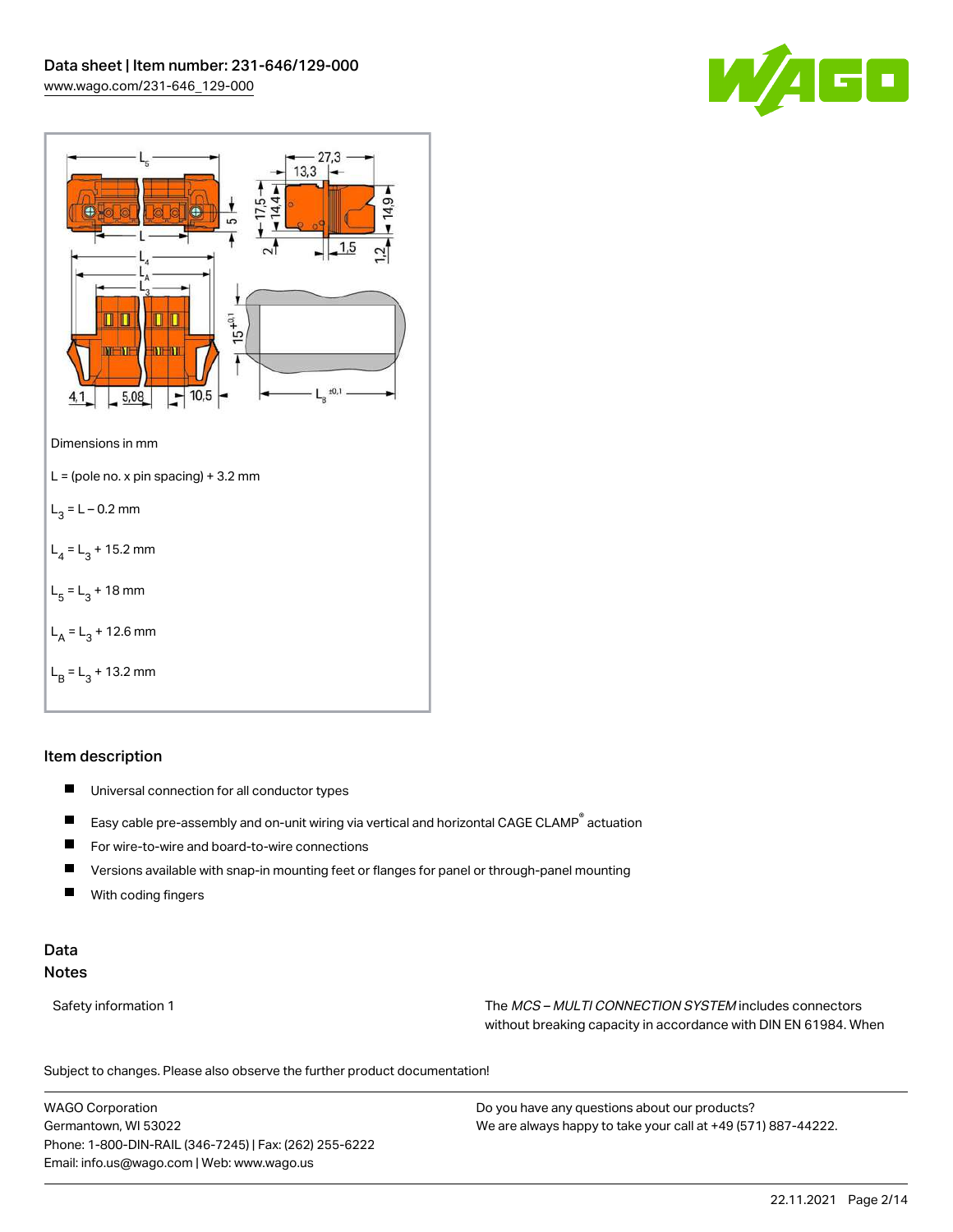Dimensions in mm

L = (pole no. x pin spacing) + 3.2 mm

$L_3$ = L – 0.2 mm

$L_4$ = $L_3$ + 15.2 mm

$L_5$ = $L_3$ + 18 mm

$L_A$ = $L_3$ + 12.6 mm

$L_B$ = $L_3$ + 13.2 mm

## Item description

- Universal connection for all conductor types
- Easy cable pre-assembly and on-unit wiring via vertical and horizontal CAGE CLAMP® actuation
- For wire-to-wire and board-to-wire connections
- Versions available with snap-in mounting feet or flanges for panel or through-panel mounting
- With coding fingers

## Data

### Notes

Safety information 1

The *MCS – MULTI CONNECTION SYSTEM* includes connectors without breaking capacity in accordance with DIN EN 61984. When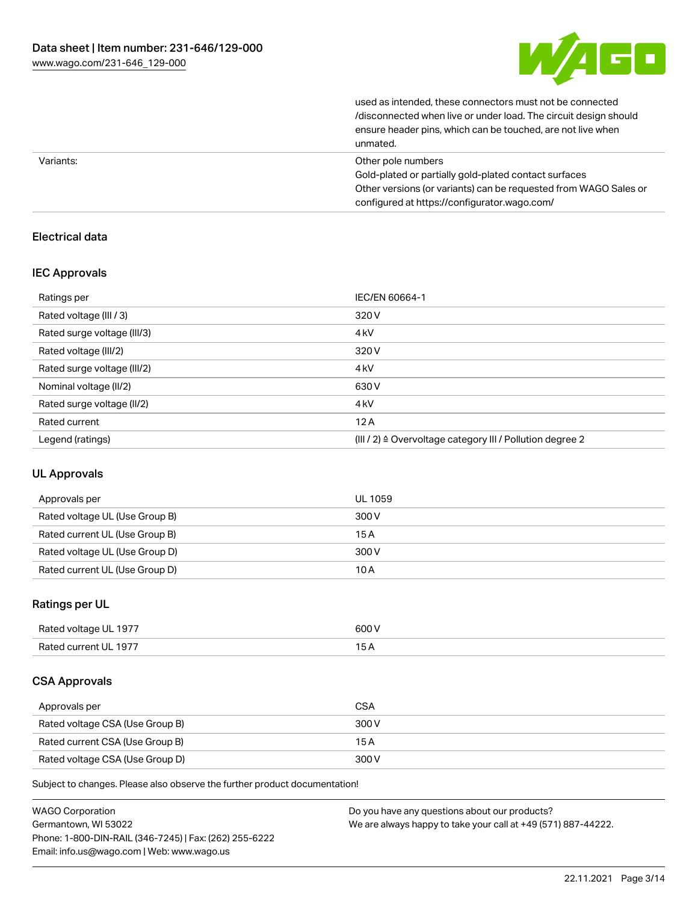| | |
|---|---|
| | used as intended, these connectors must not be connected /disconnected when live or under load. The circuit design should ensure header pins, which can be touched, are not live when unmated. |
| Variants: | Other pole numbers<br>Gold-plated or partially gold-plated contact surfaces<br>Other versions (or variants) can be requested from WAGO Sales or configured at https://configurator.wago.com/ |

## Electrical data

### IEC Approvals

| Ratings per | IEC/EN 60664-1 |
|---|---|
| Rated voltage (III / 3) | 320 V |
| Rated surge voltage (III/3) | 4 kV |
| Rated voltage (III/2) | 320 V |
| Rated surge voltage (III/2) | 4 kV |
| Nominal voltage (II/2) | 630 V |
| Rated surge voltage (II/2) | 4 kV |
| Rated current | 12 A |
| Legend (ratings) | (III / 2) ≙ Overvoltage category III / Pollution degree 2 |

### UL Approvals

| Approvals per | UL 1059 |
|---|---|
| Rated voltage UL (Use Group B) | 300 V |
| Rated current UL (Use Group B) | 15 A |
| Rated voltage UL (Use Group D) | 300 V |
| Rated current UL (Use Group D) | 10 A |

### Ratings per UL

| Rated voltage UL 1977 | 600 V |
|---|---|
| Rated current UL 1977 | 15 A |

### CSA Approvals

| Approvals per | CSA |
|---|---|
| Rated voltage CSA (Use Group B) | 300 V |
| Rated current CSA (Use Group B) | 15 A |
| Rated voltage CSA (Use Group D) | 300 V |

Subject to changes. Please also observe the further product documentation!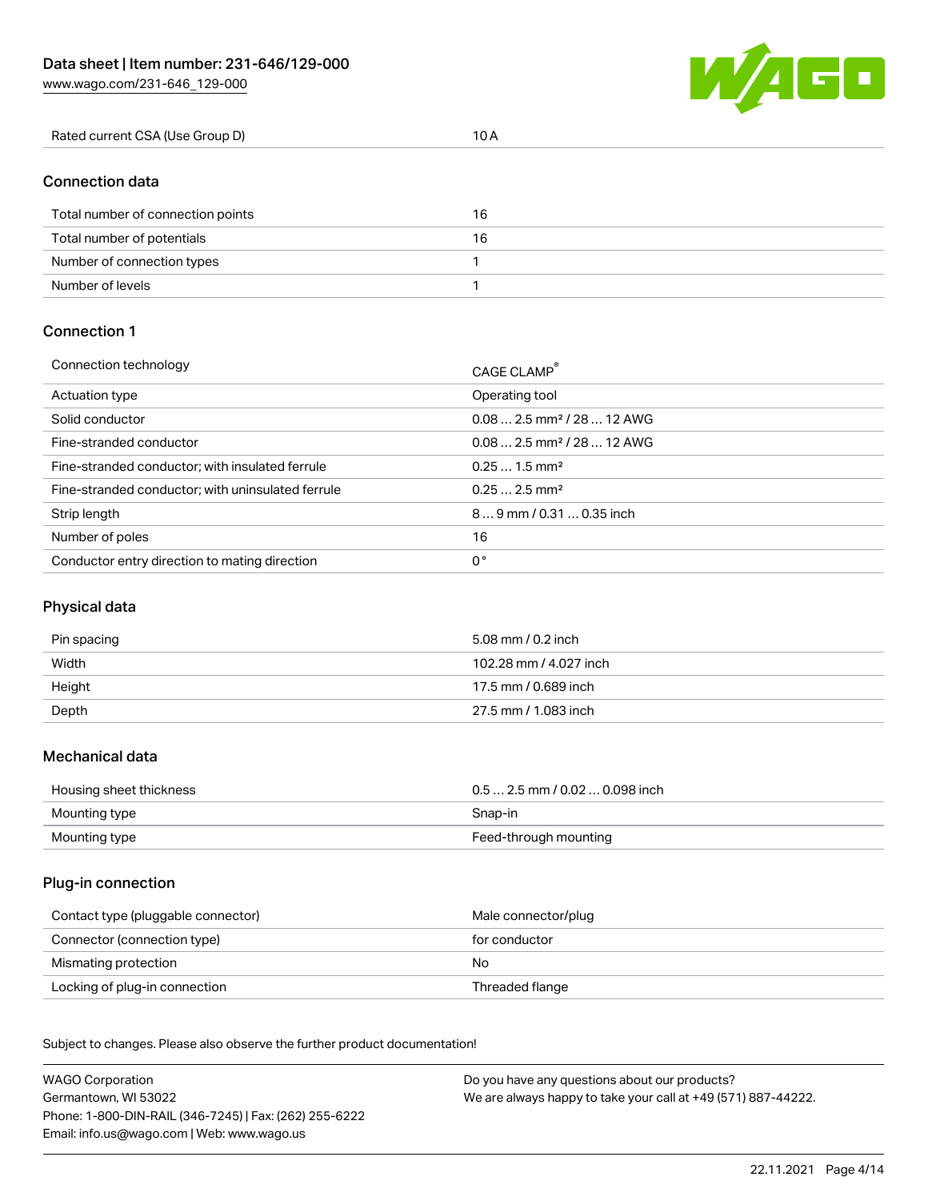| Rated current CSA (Use Group D) | 10 A |
| --- | --- |

## Connection data

| Total number of connection points | 16 |
| --- | --- |
| Total number of potentials | 16 |
| Number of connection types | 1 |
| Number of levels | 1 |

## Connection 1

| Connection technology | CAGE CLAMP® |
| --- | --- |
| Actuation type | Operating tool |
| Solid conductor | 0.08 … 2.5 mm² / 28 … 12 AWG |
| Fine-stranded conductor | 0.08 … 2.5 mm² / 28 … 12 AWG |
| Fine-stranded conductor; with insulated ferrule | 0.25 … 1.5 mm² |
| Fine-stranded conductor; with uninsulated ferrule | 0.25 … 2.5 mm² |
| Strip length | 8 … 9 mm / 0.31 … 0.35 inch |
| Number of poles | 16 |
| Conductor entry direction to mating direction | 0° |

## Physical data

| Pin spacing | 5.08 mm / 0.2 inch |
| --- | --- |
| Width | 102.28 mm / 4.027 inch |
| Height | 17.5 mm / 0.689 inch |
| Depth | 27.5 mm / 1.083 inch |

## Mechanical data

| Housing sheet thickness | 0.5 … 2.5 mm / 0.02 … 0.098 inch |
| --- | --- |
| Mounting type | Snap-in |
| Mounting type | Feed-through mounting |

## Plug-in connection

| Contact type (pluggable connector) | Male connector/plug |
| --- | --- |
| Connector (connection type) | for conductor |
| Mismating protection | No |
| Locking of plug-in connection | Threaded flange |

Subject to changes. Please also observe the further product documentation!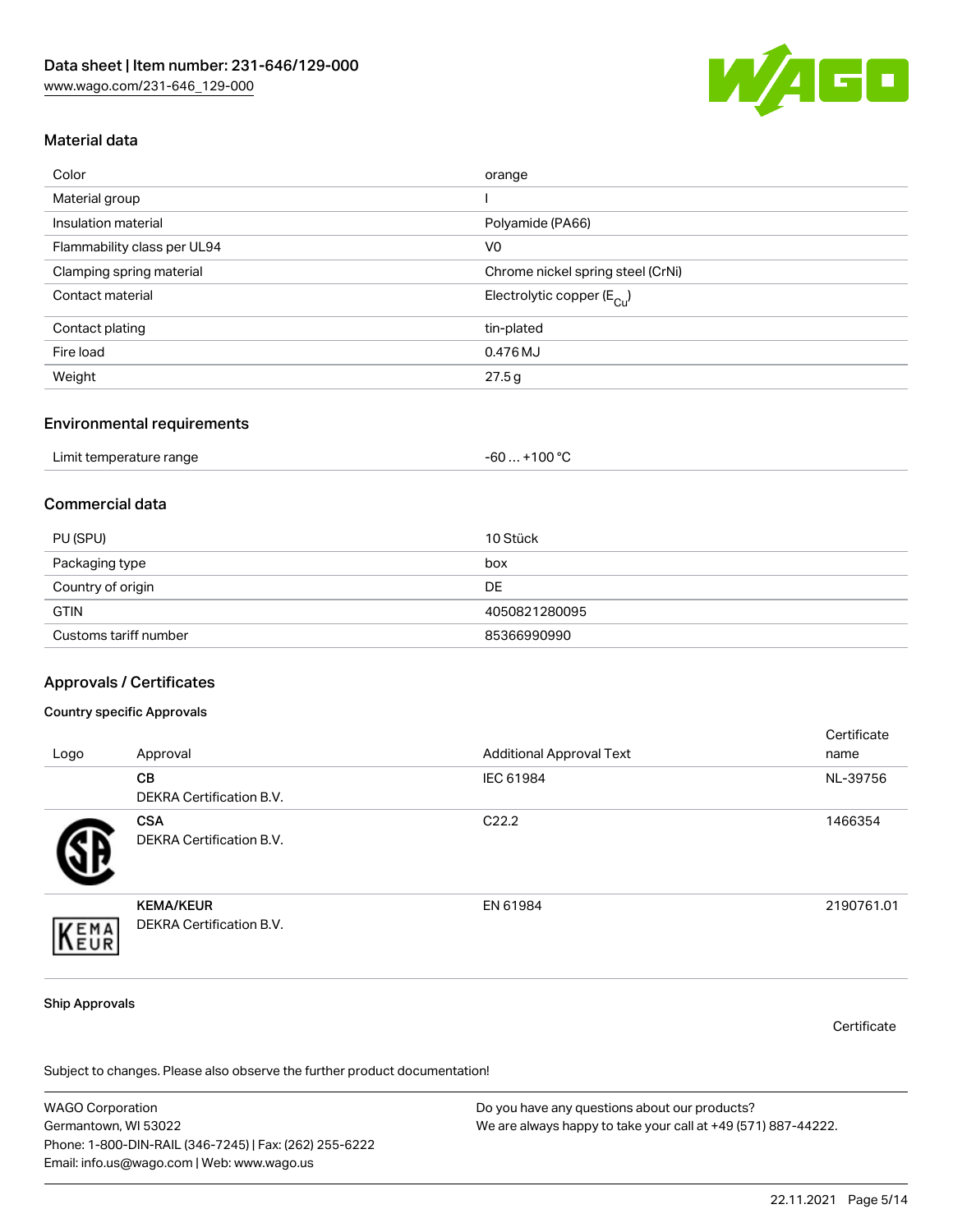## Material data

| | |
|---|---|
| Color | orange |
| Material group | I |
| Insulation material | Polyamide (PA66) |
| Flammability class per UL94 | V0 |
| Clamping spring material | Chrome nickel spring steel (CrNi) |
| Contact material | Electrolytic copper ($E_{Cu}$) |
| Contact plating | tin-plated |
| Fire load | 0.476 MJ |
| Weight | 27.5 g |

## Environmental requirements

| | |
|---|---|
| Limit temperature range | -60 … +100 °C |

## Commercial data

| | |
|---|---|
| PU (SPU) | 10 Stück |
| Packaging type | box |
| Country of origin | DE |
| GTIN | 4050821280095 |
| Customs tariff number | 85366990990 |

## Approvals / Certificates

### Country specific Approvals

| Logo | Approval | Additional Approval Text | Certificate name |
|---|---|---|---|
| | **CB** DEKRA Certification B.V. | IEC 61984 | NL-39756 |
| | **CSA** DEKRA Certification B.V. | C22.2 | 1466354 |
| | **KEMA/KEUR** DEKRA Certification B.V. | EN 61984 | 2190761.01 |

### Ship Approvals

Certificate

Subject to changes. Please also observe the further product documentation!

WAGO Corporation
Germantown, WI 53022
Phone: 1-800-DIN-RAIL (346-7245) | Fax: (262) 255-6222
Email: info.us@wago.com | Web: www.wago.us

Do you have any questions about our products?
We are always happy to take your call at +49 (571) 887-44222.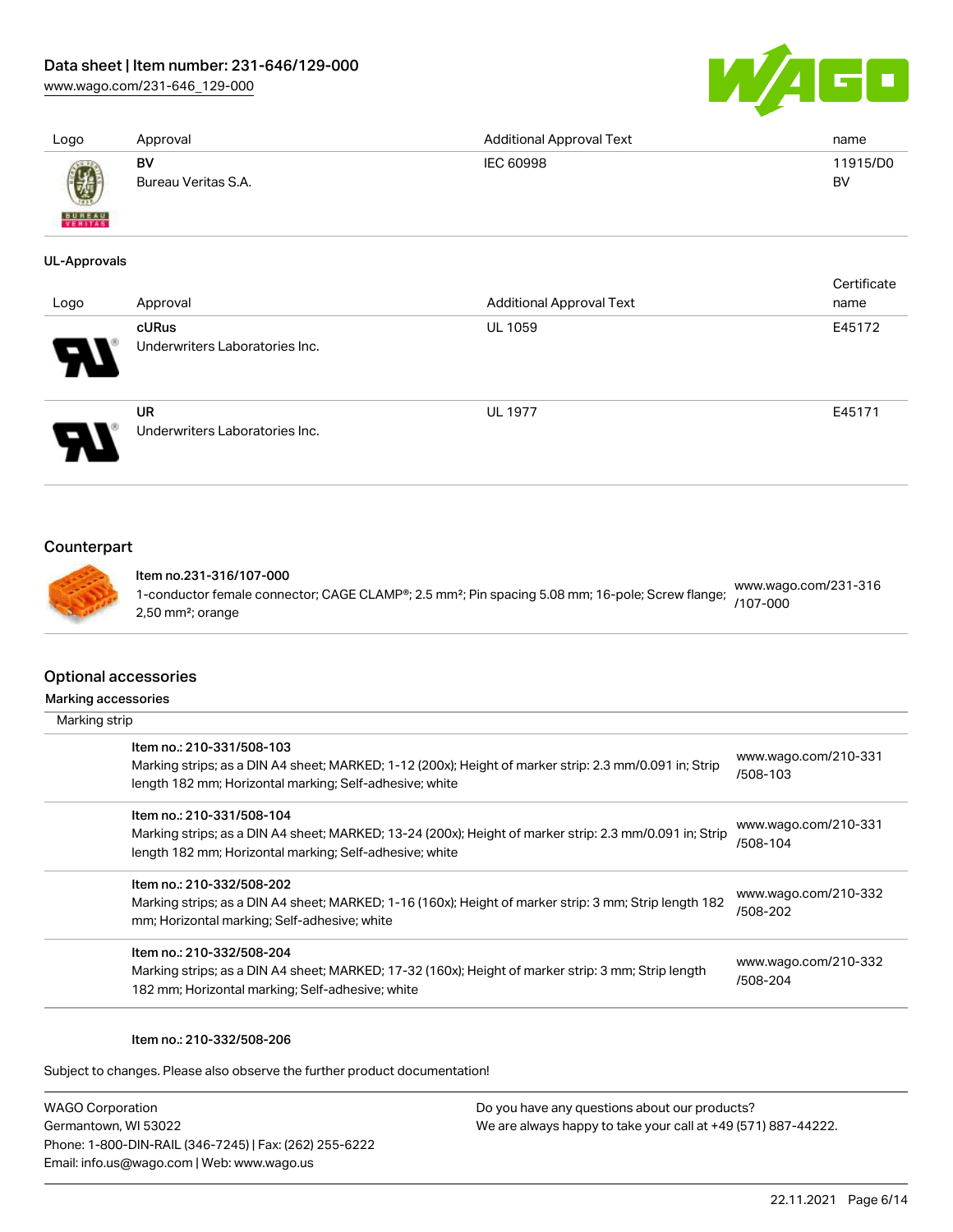| Logo | Approval | Additional Approval Text | name |
| --- | --- | --- | --- |
| | **BV**<br>Bureau Veritas S.A. | IEC 60998 | 11915/D0 BV |

**UL-Approvals**

| Logo | Approval | Additional Approval Text | Certificate name |
| --- | --- | --- | --- |
| | **cURus**<br>Underwriters Laboratories Inc. | UL 1059 | E45172 |
| | **UR**<br>Underwriters Laboratories Inc. | UL 1977 | E45171 |

## Counterpart

| Item | Link |
| --- | --- |
| **Item no.231-316/107-000**<br>1-conductor female connector; CAGE CLAMP®; 2.5 mm²; Pin spacing 5.08 mm; 16-pole; Screw flange; 2,50 mm²; orange | www.wago.com/231-316/107-000 |

## Optional accessories

### Marking accessories

Marking strip

| Item | Link |
| --- | --- |
| **Item no.: 210-331/508-103**<br>Marking strips; as a DIN A4 sheet; MARKED; 1-12 (200x); Height of marker strip: 2.3 mm/0.091 in; Strip length 182 mm; Horizontal marking; Self-adhesive; white | www.wago.com/210-331/508-103 |
| **Item no.: 210-331/508-104**<br>Marking strips; as a DIN A4 sheet; MARKED; 13-24 (200x); Height of marker strip: 2.3 mm/0.091 in; Strip length 182 mm; Horizontal marking; Self-adhesive; white | www.wago.com/210-331/508-104 |
| **Item no.: 210-332/508-202**<br>Marking strips; as a DIN A4 sheet; MARKED; 1-16 (160x); Height of marker strip: 3 mm; Strip length 182 mm; Horizontal marking; Self-adhesive; white | www.wago.com/210-332/508-202 |
| **Item no.: 210-332/508-204**<br>Marking strips; as a DIN A4 sheet; MARKED; 17-32 (160x); Height of marker strip: 3 mm; Strip length 182 mm; Horizontal marking; Self-adhesive; white | www.wago.com/210-332/508-204 |

**Item no.: 210-332/508-206**

Subject to changes. Please also observe the further product documentation!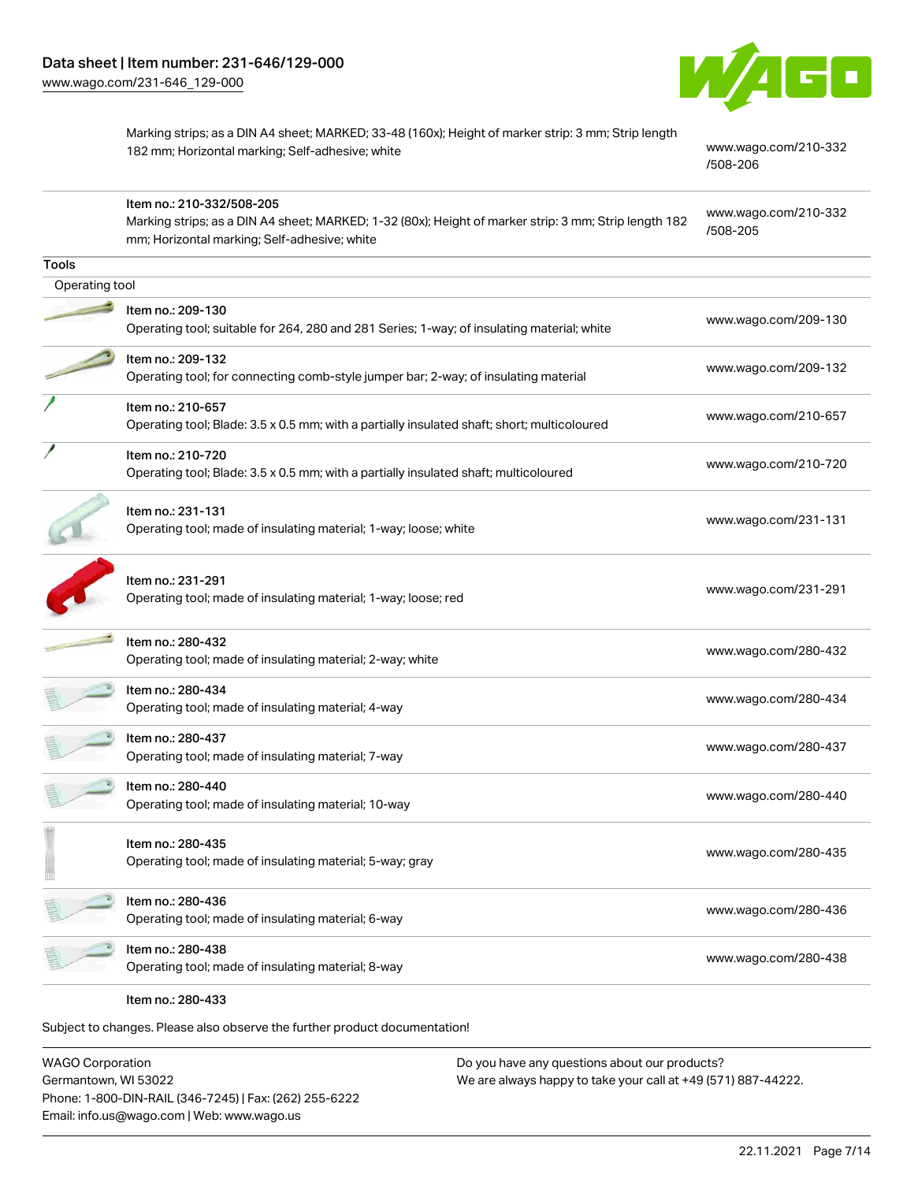| | | |
|---|---|---|
| | Marking strips; as a DIN A4 sheet; MARKED; 33-48 (160x); Height of marker strip: 3 mm; Strip length 182 mm; Horizontal marking; Self-adhesive; white | www.wago.com/210-332/508-206 |
| | Item no.: 210-332/508-205<br>Marking strips; as a DIN A4 sheet; MARKED; 1-32 (80x); Height of marker strip: 3 mm; Strip length 182 mm; Horizontal marking; Self-adhesive; white | www.wago.com/210-332/508-205 |

## Tools

### Operating tool

| | | |
|---|---|---|
| | Item no.: 209-130<br>Operating tool; suitable for 264, 280 and 281 Series; 1-way; of insulating material; white | www.wago.com/209-130 |
| | Item no.: 209-132<br>Operating tool; for connecting comb-style jumper bar; 2-way; of insulating material | www.wago.com/209-132 |
| | Item no.: 210-657<br>Operating tool; Blade: 3.5 x 0.5 mm; with a partially insulated shaft; short; multicoloured | www.wago.com/210-657 |
| | Item no.: 210-720<br>Operating tool; Blade: 3.5 x 0.5 mm; with a partially insulated shaft; multicoloured | www.wago.com/210-720 |
| | Item no.: 231-131<br>Operating tool; made of insulating material; 1-way; loose; white | www.wago.com/231-131 |
| | Item no.: 231-291<br>Operating tool; made of insulating material; 1-way; loose; red | www.wago.com/231-291 |
| | Item no.: 280-432<br>Operating tool; made of insulating material; 2-way; white | www.wago.com/280-432 |
| | Item no.: 280-434<br>Operating tool; made of insulating material; 4-way | www.wago.com/280-434 |
| | Item no.: 280-437<br>Operating tool; made of insulating material; 7-way | www.wago.com/280-437 |
| | Item no.: 280-440<br>Operating tool; made of insulating material; 10-way | www.wago.com/280-440 |
| | Item no.: 280-435<br>Operating tool; made of insulating material; 5-way; gray | www.wago.com/280-435 |
| | Item no.: 280-436<br>Operating tool; made of insulating material; 6-way | www.wago.com/280-436 |
| | Item no.: 280-438<br>Operating tool; made of insulating material; 8-way | www.wago.com/280-438 |
| | Item no.: 280-433 | |

Subject to changes. Please also observe the further product documentation!

WAGO Corporation
Germantown, WI 53022
Phone: 1-800-DIN-RAIL (346-7245) | Fax: (262) 255-6222
Email: info.us@wago.com | Web: www.wago.us

Do you have any questions about our products?
We are always happy to take your call at +49 (571) 887-44222.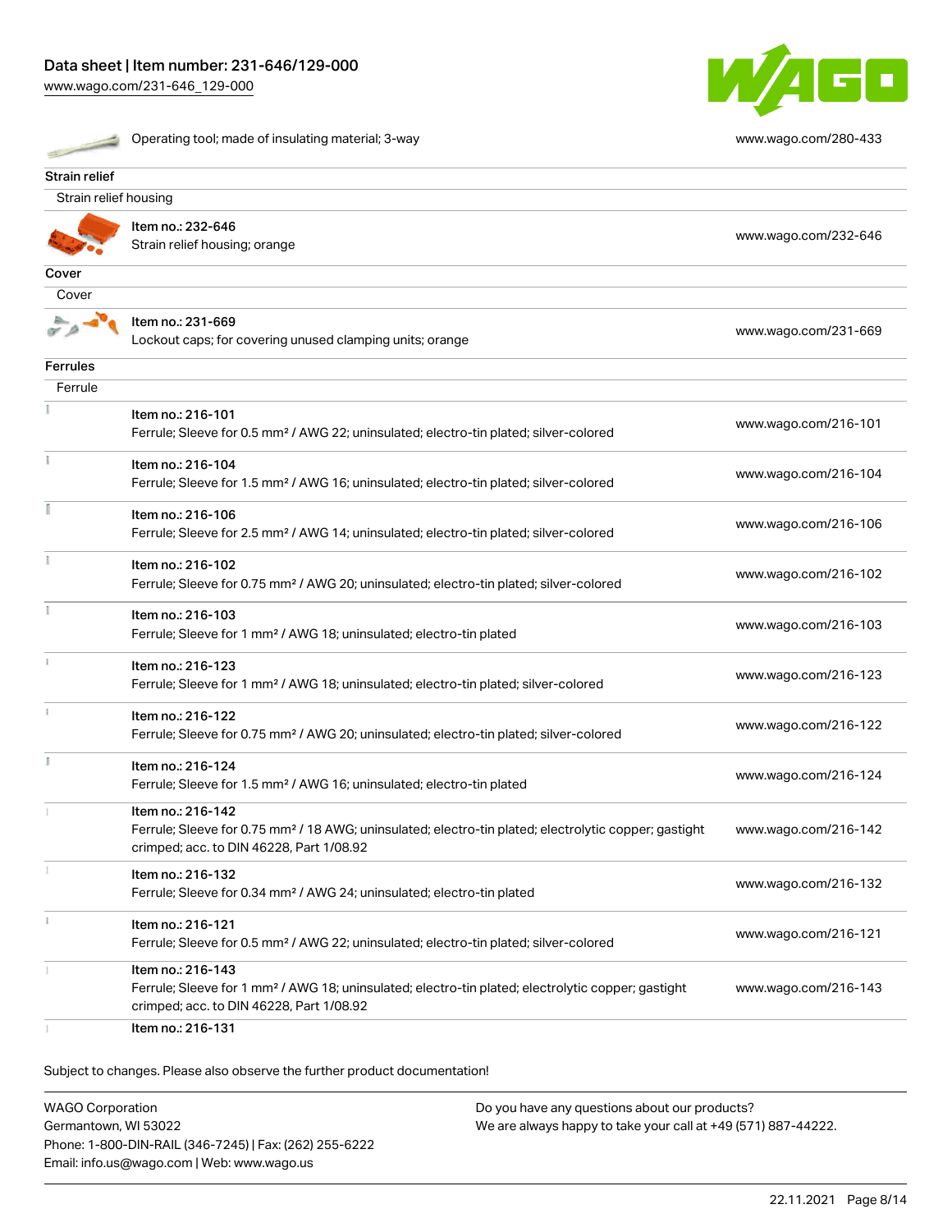| | | |
|---|---|---|
| | Operating tool; made of insulating material; 3-way | www.wago.com/280-433 |

**Strain relief**

Strain relief housing

| | | |
|---|---|---|
| | Item no.: 232-646<br>Strain relief housing; orange | www.wago.com/232-646 |

**Cover**

Cover

| | | |
|---|---|---|
| | Item no.: 231-669<br>Lockout caps; for covering unused clamping units; orange | www.wago.com/231-669 |

**Ferrules**

Ferrule

| | | |
|---|---|---|
| | Item no.: 216-101<br>Ferrule; Sleeve for 0.5 mm² / AWG 22; uninsulated; electro-tin plated; silver-colored | www.wago.com/216-101 |
| | Item no.: 216-104<br>Ferrule; Sleeve for 1.5 mm² / AWG 16; uninsulated; electro-tin plated; silver-colored | www.wago.com/216-104 |
| | Item no.: 216-106<br>Ferrule; Sleeve for 2.5 mm² / AWG 14; uninsulated; electro-tin plated; silver-colored | www.wago.com/216-106 |
| | Item no.: 216-102<br>Ferrule; Sleeve for 0.75 mm² / AWG 20; uninsulated; electro-tin plated; silver-colored | www.wago.com/216-102 |
| | Item no.: 216-103<br>Ferrule; Sleeve for 1 mm² / AWG 18; uninsulated; electro-tin plated | www.wago.com/216-103 |
| | Item no.: 216-123<br>Ferrule; Sleeve for 1 mm² / AWG 18; uninsulated; electro-tin plated; silver-colored | www.wago.com/216-123 |
| | Item no.: 216-122<br>Ferrule; Sleeve for 0.75 mm² / AWG 20; uninsulated; electro-tin plated; silver-colored | www.wago.com/216-122 |
| | Item no.: 216-124<br>Ferrule; Sleeve for 1.5 mm² / AWG 16; uninsulated; electro-tin plated | www.wago.com/216-124 |
| | Item no.: 216-142<br>Ferrule; Sleeve for 0.75 mm² / 18 AWG; uninsulated; electro-tin plated; electrolytic copper; gastight crimped; acc. to DIN 46228, Part 1/08.92 | www.wago.com/216-142 |
| | Item no.: 216-132<br>Ferrule; Sleeve for 0.34 mm² / AWG 24; uninsulated; electro-tin plated | www.wago.com/216-132 |
| | Item no.: 216-121<br>Ferrule; Sleeve for 0.5 mm² / AWG 22; uninsulated; electro-tin plated; silver-colored | www.wago.com/216-121 |
| | Item no.: 216-143<br>Ferrule; Sleeve for 1 mm² / AWG 18; uninsulated; electro-tin plated; electrolytic copper; gastight crimped; acc. to DIN 46228, Part 1/08.92 | www.wago.com/216-143 |
| | Item no.: 216-131 | |

Subject to changes. Please also observe the further product documentation!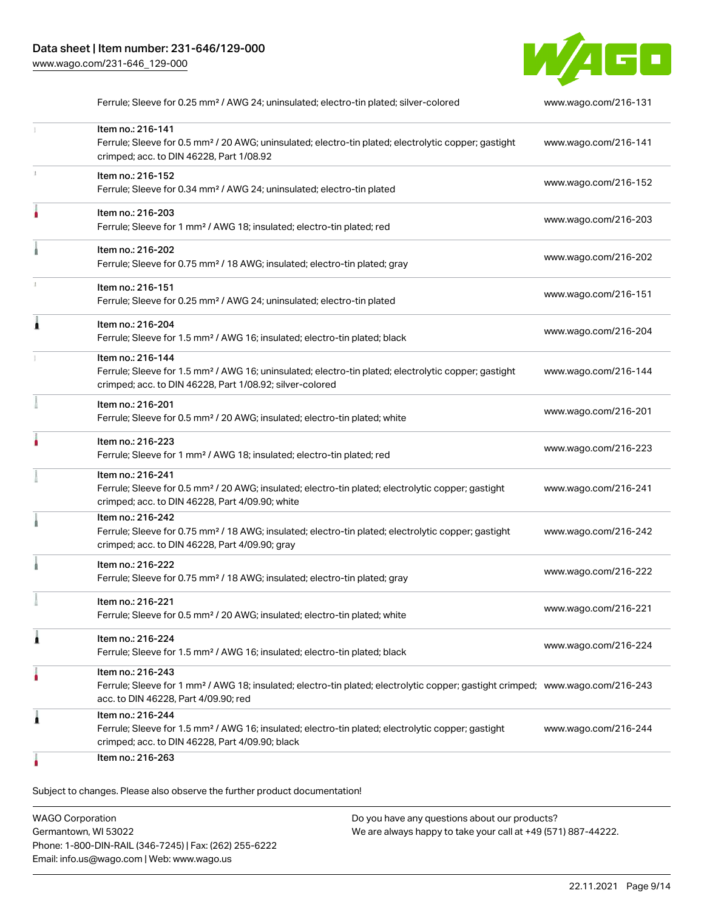| | | |
|---|---|---|
| | Ferrule; Sleeve for 0.25 mm² / AWG 24; uninsulated; electro-tin plated; silver-colored | www.wago.com/216-131 |
| | Item no.: 216-141<br>Ferrule; Sleeve for 0.5 mm² / 20 AWG; uninsulated; electro-tin plated; electrolytic copper; gastight crimped; acc. to DIN 46228, Part 1/08.92 | www.wago.com/216-141 |
| | Item no.: 216-152<br>Ferrule; Sleeve for 0.34 mm² / AWG 24; uninsulated; electro-tin plated | www.wago.com/216-152 |
| | Item no.: 216-203<br>Ferrule; Sleeve for 1 mm² / AWG 18; insulated; electro-tin plated; red | www.wago.com/216-203 |
| | Item no.: 216-202<br>Ferrule; Sleeve for 0.75 mm² / 18 AWG; insulated; electro-tin plated; gray | www.wago.com/216-202 |
| | Item no.: 216-151<br>Ferrule; Sleeve for 0.25 mm² / AWG 24; uninsulated; electro-tin plated | www.wago.com/216-151 |
| | Item no.: 216-204<br>Ferrule; Sleeve for 1.5 mm² / AWG 16; insulated; electro-tin plated; black | www.wago.com/216-204 |
| | Item no.: 216-144<br>Ferrule; Sleeve for 1.5 mm² / AWG 16; uninsulated; electro-tin plated; electrolytic copper; gastight crimped; acc. to DIN 46228, Part 1/08.92; silver-colored | www.wago.com/216-144 |
| | Item no.: 216-201<br>Ferrule; Sleeve for 0.5 mm² / 20 AWG; insulated; electro-tin plated; white | www.wago.com/216-201 |
| | Item no.: 216-223<br>Ferrule; Sleeve for 1 mm² / AWG 18; insulated; electro-tin plated; red | www.wago.com/216-223 |
| | Item no.: 216-241<br>Ferrule; Sleeve for 0.5 mm² / 20 AWG; insulated; electro-tin plated; electrolytic copper; gastight crimped; acc. to DIN 46228, Part 4/09.90; white | www.wago.com/216-241 |
| | Item no.: 216-242<br>Ferrule; Sleeve for 0.75 mm² / 18 AWG; insulated; electro-tin plated; electrolytic copper; gastight crimped; acc. to DIN 46228, Part 4/09.90; gray | www.wago.com/216-242 |
| | Item no.: 216-222<br>Ferrule; Sleeve for 0.75 mm² / 18 AWG; insulated; electro-tin plated; gray | www.wago.com/216-222 |
| | Item no.: 216-221<br>Ferrule; Sleeve for 0.5 mm² / 20 AWG; insulated; electro-tin plated; white | www.wago.com/216-221 |
| | Item no.: 216-224<br>Ferrule; Sleeve for 1.5 mm² / AWG 16; insulated; electro-tin plated; black | www.wago.com/216-224 |
| | Item no.: 216-243<br>Ferrule; Sleeve for 1 mm² / AWG 18; insulated; electro-tin plated; electrolytic copper; gastight crimped; acc. to DIN 46228, Part 4/09.90; red | www.wago.com/216-243 |
| | Item no.: 216-244<br>Ferrule; Sleeve for 1.5 mm² / AWG 16; insulated; electro-tin plated; electrolytic copper; gastight crimped; acc. to DIN 46228, Part 4/09.90; black | www.wago.com/216-244 |
| | Item no.: 216-263 | |

Subject to changes. Please also observe the further product documentation!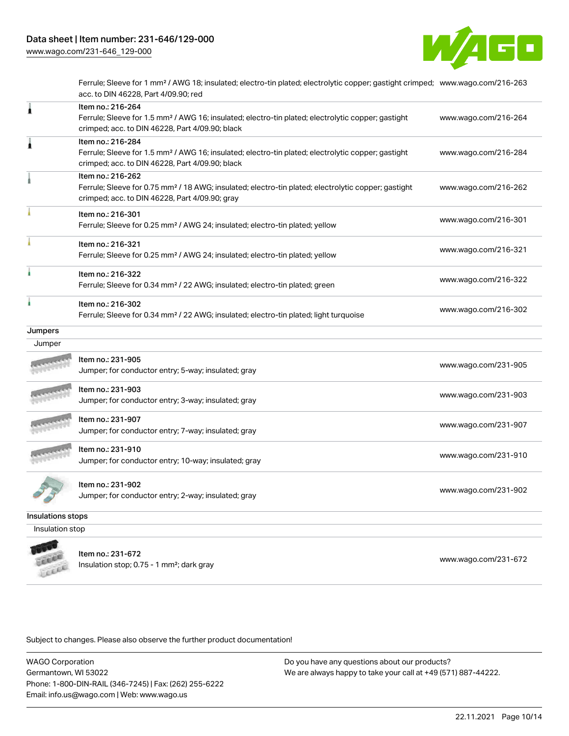| | | |
|---|---|---|
| | Ferrule; Sleeve for 1 mm² / AWG 18; insulated; electro-tin plated; electrolytic copper; gastight crimped; acc. to DIN 46228, Part 4/09.90; red | www.wago.com/216-263 |
| | Item no.: 216-264<br>Ferrule; Sleeve for 1.5 mm² / AWG 16; insulated; electro-tin plated; electrolytic copper; gastight crimped; acc. to DIN 46228, Part 4/09.90; black | www.wago.com/216-264 |
| | Item no.: 216-284<br>Ferrule; Sleeve for 1.5 mm² / AWG 16; insulated; electro-tin plated; electrolytic copper; gastight crimped; acc. to DIN 46228, Part 4/09.90; black | www.wago.com/216-284 |
| | Item no.: 216-262<br>Ferrule; Sleeve for 0.75 mm² / 18 AWG; insulated; electro-tin plated; electrolytic copper; gastight crimped; acc. to DIN 46228, Part 4/09.90; gray | www.wago.com/216-262 |
| | Item no.: 216-301<br>Ferrule; Sleeve for 0.25 mm² / AWG 24; insulated; electro-tin plated; yellow | www.wago.com/216-301 |
| | Item no.: 216-321<br>Ferrule; Sleeve for 0.25 mm² / AWG 24; insulated; electro-tin plated; yellow | www.wago.com/216-321 |
| | Item no.: 216-322<br>Ferrule; Sleeve for 0.34 mm² / 22 AWG; insulated; electro-tin plated; green | www.wago.com/216-322 |
| | Item no.: 216-302<br>Ferrule; Sleeve for 0.34 mm² / 22 AWG; insulated; electro-tin plated; light turquoise | www.wago.com/216-302 |

**Jumpers**

Jumper

| | | |
|---|---|---|
| | Item no.: 231-905<br>Jumper; for conductor entry; 5-way; insulated; gray | www.wago.com/231-905 |
| | Item no.: 231-903<br>Jumper; for conductor entry; 3-way; insulated; gray | www.wago.com/231-903 |
| | Item no.: 231-907<br>Jumper; for conductor entry; 7-way; insulated; gray | www.wago.com/231-907 |
| | Item no.: 231-910<br>Jumper; for conductor entry; 10-way; insulated; gray | www.wago.com/231-910 |
| | Item no.: 231-902<br>Jumper; for conductor entry; 2-way; insulated; gray | www.wago.com/231-902 |

**Insulations stops**

Insulation stop

| | | |
|---|---|---|
| | Item no.: 231-672<br>Insulation stop; 0.75 - 1 mm²; dark gray | www.wago.com/231-672 |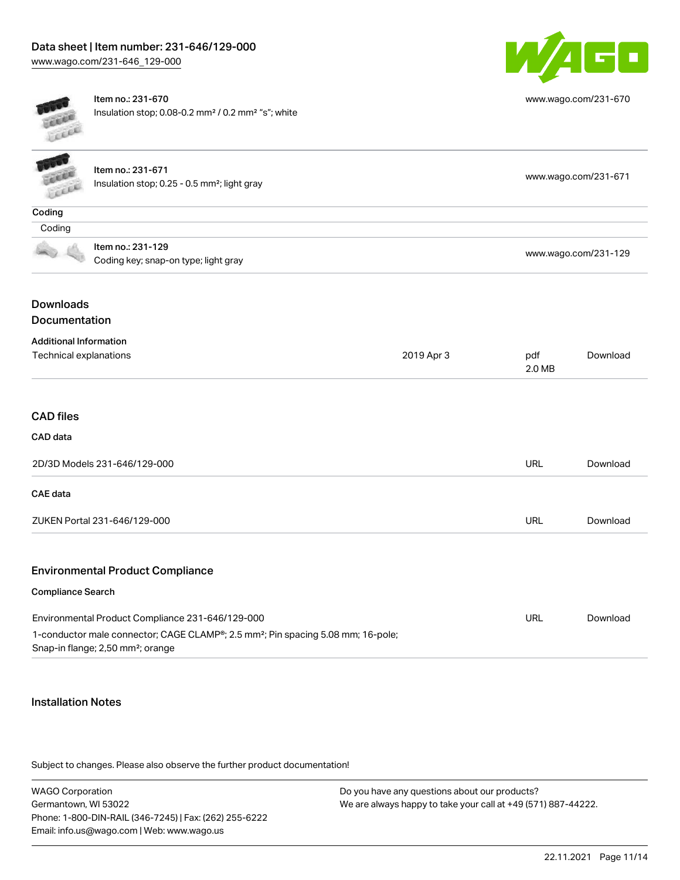| | | |
|---|---|---|
| | Item no.: 231-670<br>Insulation stop; 0.08-0.2 mm² / 0.2 mm² "s"; white | www.wago.com/231-670 |
| | Item no.: 231-671<br>Insulation stop; 0.25 - 0.5 mm²; light gray | www.wago.com/231-671 |

**Coding**

Coding

| | | |
|---|---|---|
| | Item no.: 231-129<br>Coding key; snap-on type; light gray | www.wago.com/231-129 |

## Downloads

### Documentation

**Additional Information**

| | | | |
|---|---|---|---|
| Technical explanations | 2019 Apr 3 | pdf<br>2.0 MB | Download |

### CAD files

**CAD data**

| | | |
|---|---|---|
| 2D/3D Models 231-646/129-000 | URL | Download |

**CAE data**

| | | |
|---|---|---|
| ZUKEN Portal 231-646/129-000 | URL | Download |

### Environmental Product Compliance

**Compliance Search**

| | | |
|---|---|---|
| Environmental Product Compliance 231-646/129-000<br>1-conductor male connector; CAGE CLAMP®; 2.5 mm²; Pin spacing 5.08 mm; 16-pole; Snap-in flange; 2,50 mm²; orange | URL | Download |

### Installation Notes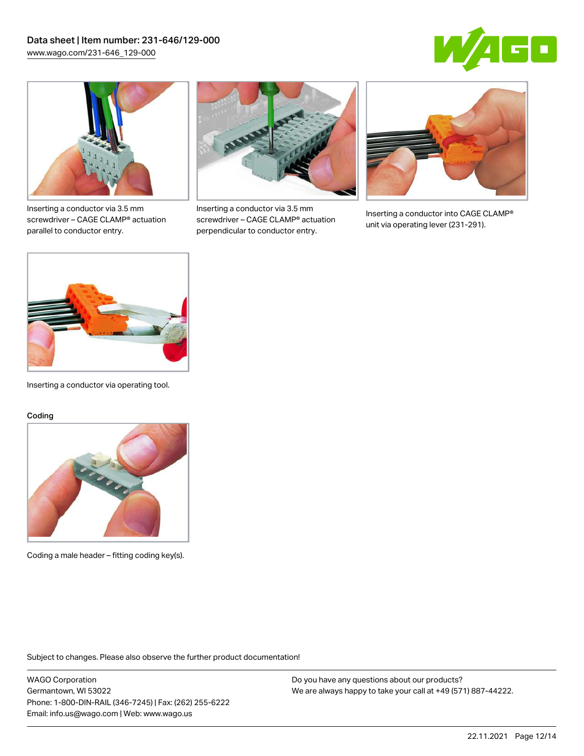Inserting a conductor via 3.5 mm screwdriver – CAGE CLAMP® actuation parallel to conductor entry.

Inserting a conductor via 3.5 mm screwdriver – CAGE CLAMP® actuation perpendicular to conductor entry.

Inserting a conductor into CAGE CLAMP® unit via operating lever (231-291).

Inserting a conductor via operating tool.

Coding

Coding a male header – fitting coding key(s).

Subject to changes. Please also observe the further product documentation!

WAGO Corporation
Germantown, WI 53022
Phone: 1-800-DIN-RAIL (346-7245) | Fax: (262) 255-6222
Email: info.us@wago.com | Web: www.wago.us

Do you have any questions about our products?
We are always happy to take your call at +49 (571) 887-44222.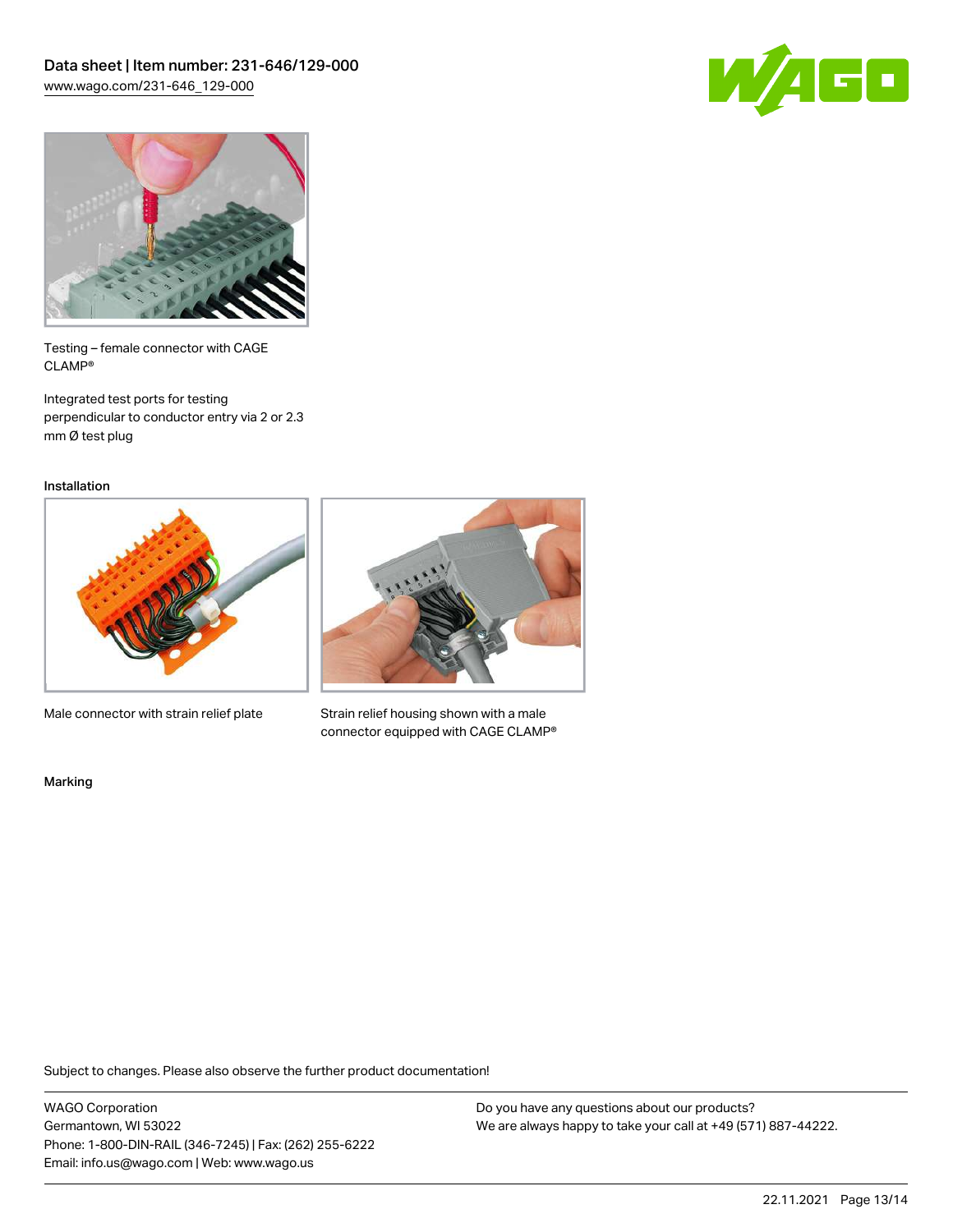Testing – female connector with CAGE CLAMP®

Integrated test ports for testing perpendicular to conductor entry via 2 or 2.3 mm Ø test plug

## Installation

Male connector with strain relief plate

Strain relief housing shown with a male connector equipped with CAGE CLAMP®

## Marking

Subject to changes. Please also observe the further product documentation!

WAGO Corporation
Germantown, WI 53022
Phone: 1-800-DIN-RAIL (346-7245) | Fax: (262) 255-6222
Email: info.us@wago.com | Web: www.wago.us

Do you have any questions about our products?
We are always happy to take your call at +49 (571) 887-44222.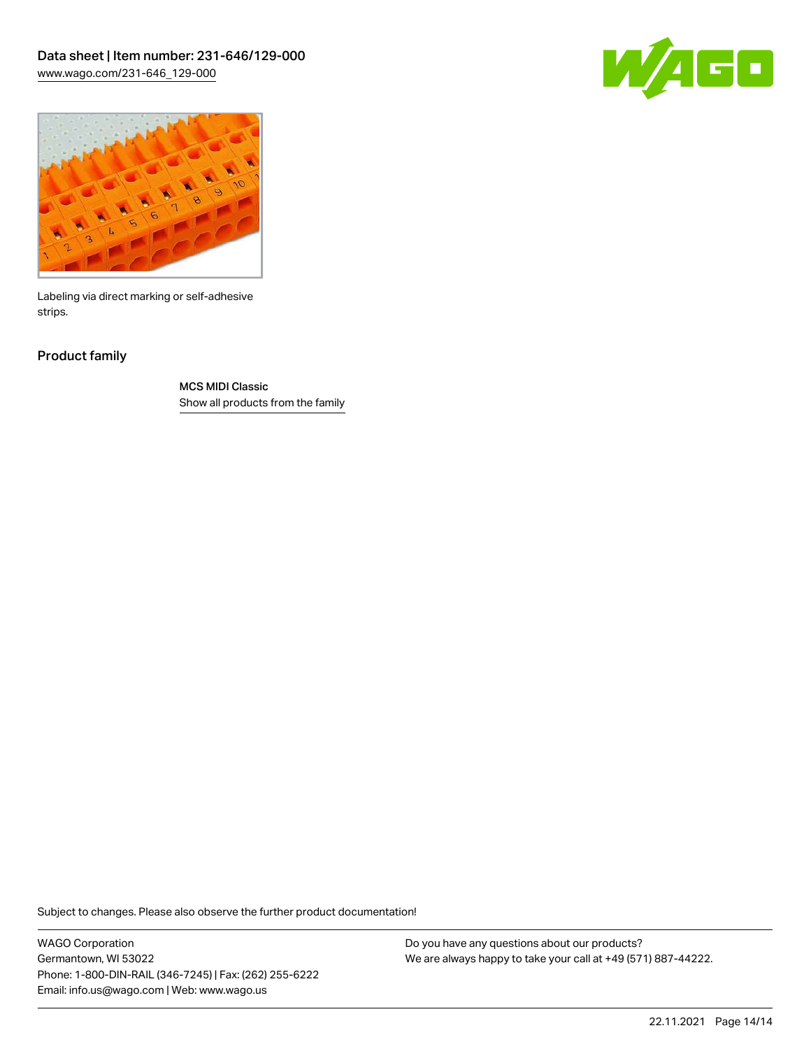Labeling via direct marking or self-adhesive strips.

## Product family

**MCS MIDI Classic**
Show all products from the family

Subject to changes. Please also observe the further product documentation!

WAGO Corporation
Germantown, WI 53022
Phone: 1-800-DIN-RAIL (346-7245) | Fax: (262) 255-6222
Email: info.us@wago.com | Web: www.wago.us

Do you have any questions about our products?
We are always happy to take your call at +49 (571) 887-44222.